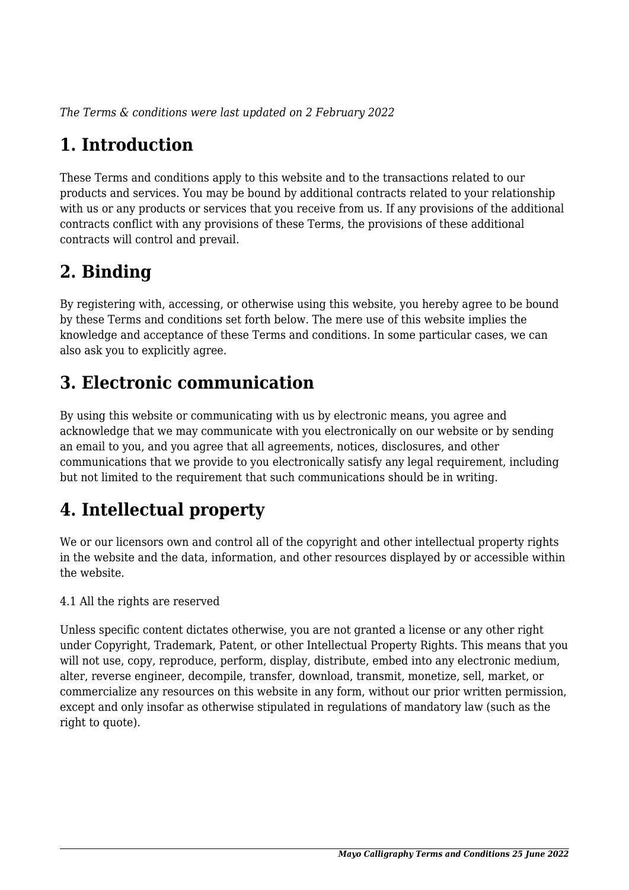*The Terms & conditions were last updated on 2 February 2022*

# 1. Introduction

These Terms and conditions apply to this website and to the transactions related to our products and services. You may be bound by additional contracts related to your relationship with us or any products or services that you receive from us. If any provisions of the additional contracts conflict with any provisions of these Terms, the provisions of these additional contracts will control and prevail.

# 2. Binding

By registering with, accessing, or otherwise using this website, you hereby agree to be bound by these Terms and conditions set forth below. The mere use of this website implies the knowledge and acceptance of these Terms and conditions. In some particular cases, we can also ask you to explicitly agree.

# 3. Electronic communication

By using this website or communicating with us by electronic means, you agree and acknowledge that we may communicate with you electronically on our website or by sending an email to you, and you agree that all agreements, notices, disclosures, and other communications that we provide to you electronically satisfy any legal requirement, including but not limited to the requirement that such communications should be in writing.

# 4. Intellectual property

We or our licensors own and control all of the copyright and other intellectual property rights in the website and the data, information, and other resources displayed by or accessible within the website.

4.1 All the rights are reserved

Unless specific content dictates otherwise, you are not granted a license or any other right under Copyright, Trademark, Patent, or other Intellectual Property Rights. This means that you will not use, copy, reproduce, perform, display, distribute, embed into any electronic medium, alter, reverse engineer, decompile, transfer, download, transmit, monetize, sell, market, or commercialize any resources on this website in any form, without our prior written permission, except and only insofar as otherwise stipulated in regulations of mandatory law (such as the right to quote).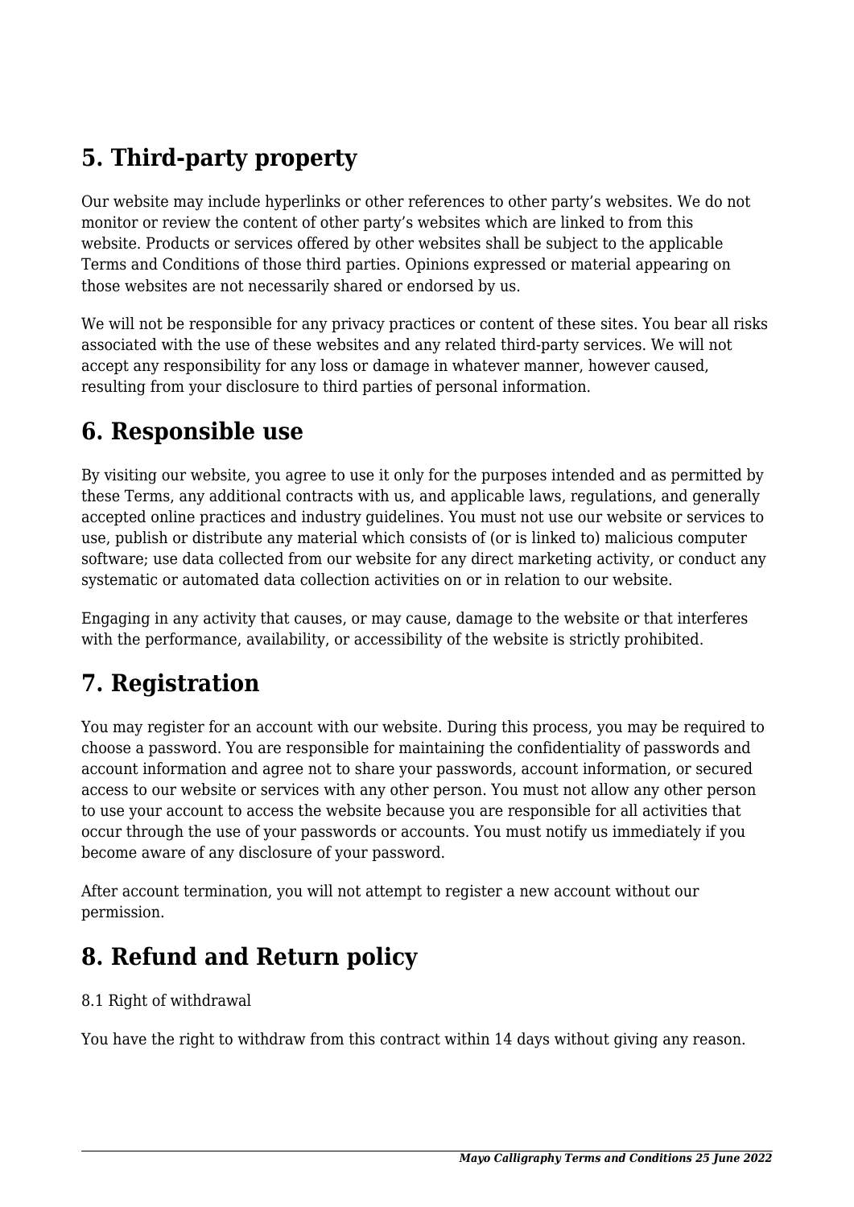## 5. Third-party property

Our website may include hyperlinks or other references to other party's websites. We do not monitor or review the content of other party's websites which are linked to from this website. Products or services offered by other websites shall be subject to the applicable Terms and Conditions of those third parties. Opinions expressed or material appearing on those websites are not necessarily shared or endorsed by us.

We will not be responsible for any privacy practices or content of these sites. You bear all risks associated with the use of these websites and any related third-party services. We will not accept any responsibility for any loss or damage in whatever manner, however caused, resulting from your disclosure to third parties of personal information.

## 6. Responsible use

By visiting our website, you agree to use it only for the purposes intended and as permitted by these Terms, any additional contracts with us, and applicable laws, regulations, and generally accepted online practices and industry guidelines. You must not use our website or services to use, publish or distribute any material which consists of (or is linked to) malicious computer software; use data collected from our website for any direct marketing activity, or conduct any systematic or automated data collection activities on or in relation to our website.

Engaging in any activity that causes, or may cause, damage to the website or that interferes with the performance, availability, or accessibility of the website is strictly prohibited.

## 7. Registration

You may register for an account with our website. During this process, you may be required to choose a password. You are responsible for maintaining the confidentiality of passwords and account information and agree not to share your passwords, account information, or secured access to our website or services with any other person. You must not allow any other person to use your account to access the website because you are responsible for all activities that occur through the use of your passwords or accounts. You must notify us immediately if you become aware of any disclosure of your password.

After account termination, you will not attempt to register a new account without our permission.

## 8. Refund and Return policy

8.1 Right of withdrawal

You have the right to withdraw from this contract within 14 days without giving any reason.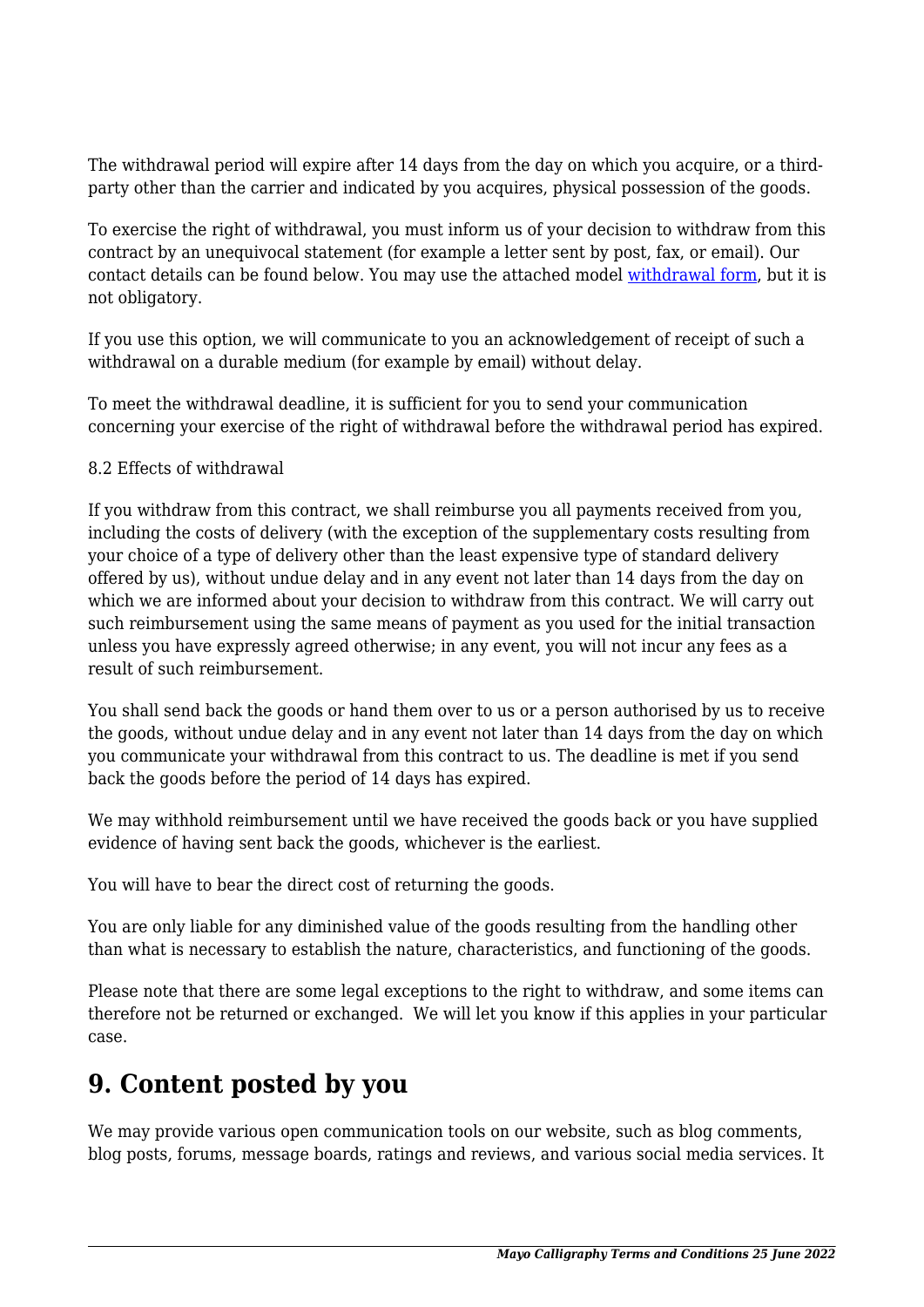The withdrawal period will expire after 14 days from the day on which you acquire, or a third-party other than the carrier and indicated by you acquires, physical possession of the goods.

To exercise the right of withdrawal, you must inform us of your decision to withdraw from this contract by an unequivocal statement (for example a letter sent by post, fax, or email). Our contact details can be found below. You may use the attached model withdrawal form, but it is not obligatory.

If you use this option, we will communicate to you an acknowledgement of receipt of such a withdrawal on a durable medium (for example by email) without delay.

To meet the withdrawal deadline, it is sufficient for you to send your communication concerning your exercise of the right of withdrawal before the withdrawal period has expired.

8.2 Effects of withdrawal

If you withdraw from this contract, we shall reimburse you all payments received from you, including the costs of delivery (with the exception of the supplementary costs resulting from your choice of a type of delivery other than the least expensive type of standard delivery offered by us), without undue delay and in any event not later than 14 days from the day on which we are informed about your decision to withdraw from this contract. We will carry out such reimbursement using the same means of payment as you used for the initial transaction unless you have expressly agreed otherwise; in any event, you will not incur any fees as a result of such reimbursement.

You shall send back the goods or hand them over to us or a person authorised by us to receive the goods, without undue delay and in any event not later than 14 days from the day on which you communicate your withdrawal from this contract to us. The deadline is met if you send back the goods before the period of 14 days has expired.

We may withhold reimbursement until we have received the goods back or you have supplied evidence of having sent back the goods, whichever is the earliest.

You will have to bear the direct cost of returning the goods.

You are only liable for any diminished value of the goods resulting from the handling other than what is necessary to establish the nature, characteristics, and functioning of the goods.

Please note that there are some legal exceptions to the right to withdraw, and some items can therefore not be returned or exchanged. We will let you know if this applies in your particular case.

## 9. Content posted by you

We may provide various open communication tools on our website, such as blog comments, blog posts, forums, message boards, ratings and reviews, and various social media services. It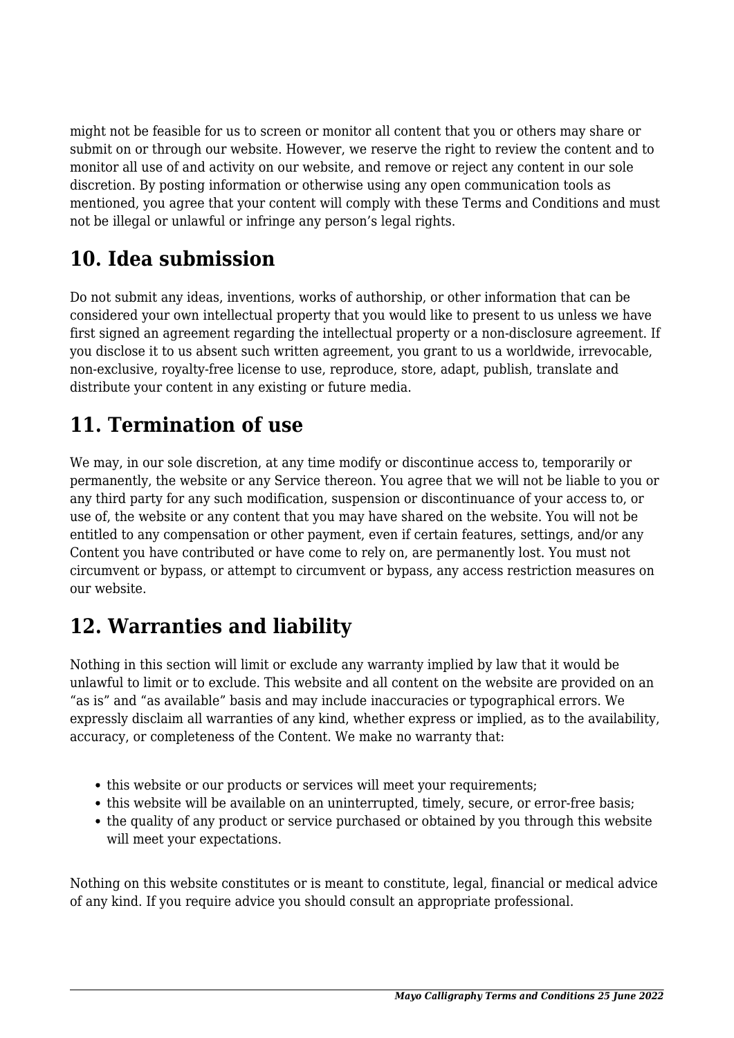might not be feasible for us to screen or monitor all content that you or others may share or submit on or through our website. However, we reserve the right to review the content and to monitor all use of and activity on our website, and remove or reject any content in our sole discretion. By posting information or otherwise using any open communication tools as mentioned, you agree that your content will comply with these Terms and Conditions and must not be illegal or unlawful or infringe any person's legal rights.

## 10. Idea submission

Do not submit any ideas, inventions, works of authorship, or other information that can be considered your own intellectual property that you would like to present to us unless we have first signed an agreement regarding the intellectual property or a non-disclosure agreement. If you disclose it to us absent such written agreement, you grant to us a worldwide, irrevocable, non-exclusive, royalty-free license to use, reproduce, store, adapt, publish, translate and distribute your content in any existing or future media.

## 11. Termination of use

We may, in our sole discretion, at any time modify or discontinue access to, temporarily or permanently, the website or any Service thereon. You agree that we will not be liable to you or any third party for any such modification, suspension or discontinuance of your access to, or use of, the website or any content that you may have shared on the website. You will not be entitled to any compensation or other payment, even if certain features, settings, and/or any Content you have contributed or have come to rely on, are permanently lost. You must not circumvent or bypass, or attempt to circumvent or bypass, any access restriction measures on our website.

## 12. Warranties and liability

Nothing in this section will limit or exclude any warranty implied by law that it would be unlawful to limit or to exclude. This website and all content on the website are provided on an "as is" and "as available" basis and may include inaccuracies or typographical errors. We expressly disclaim all warranties of any kind, whether express or implied, as to the availability, accuracy, or completeness of the Content. We make no warranty that:

- this website or our products or services will meet your requirements;
- this website will be available on an uninterrupted, timely, secure, or error-free basis;
- the quality of any product or service purchased or obtained by you through this website will meet your expectations.

Nothing on this website constitutes or is meant to constitute, legal, financial or medical advice of any kind. If you require advice you should consult an appropriate professional.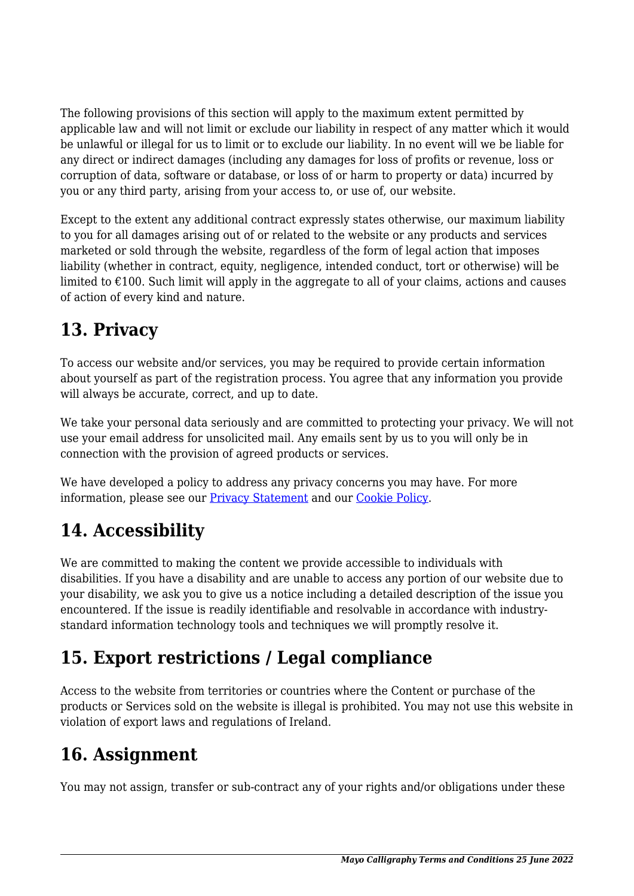The following provisions of this section will apply to the maximum extent permitted by applicable law and will not limit or exclude our liability in respect of any matter which it would be unlawful or illegal for us to limit or to exclude our liability. In no event will we be liable for any direct or indirect damages (including any damages for loss of profits or revenue, loss or corruption of data, software or database, or loss of or harm to property or data) incurred by you or any third party, arising from your access to, or use of, our website.

Except to the extent any additional contract expressly states otherwise, our maximum liability to you for all damages arising out of or related to the website or any products and services marketed or sold through the website, regardless of the form of legal action that imposes liability (whether in contract, equity, negligence, intended conduct, tort or otherwise) will be limited to €100. Such limit will apply in the aggregate to all of your claims, actions and causes of action of every kind and nature.

## 13. Privacy

To access our website and/or services, you may be required to provide certain information about yourself as part of the registration process. You agree that any information you provide will always be accurate, correct, and up to date.

We take your personal data seriously and are committed to protecting your privacy. We will not use your email address for unsolicited mail. Any emails sent by us to you will only be in connection with the provision of agreed products or services.

We have developed a policy to address any privacy concerns you may have. For more information, please see our Privacy Statement and our Cookie Policy.

## 14. Accessibility

We are committed to making the content we provide accessible to individuals with disabilities. If you have a disability and are unable to access any portion of our website due to your disability, we ask you to give us a notice including a detailed description of the issue you encountered. If the issue is readily identifiable and resolvable in accordance with industry-standard information technology tools and techniques we will promptly resolve it.

## 15. Export restrictions / Legal compliance

Access to the website from territories or countries where the Content or purchase of the products or Services sold on the website is illegal is prohibited. You may not use this website in violation of export laws and regulations of Ireland.

## 16. Assignment

You may not assign, transfer or sub-contract any of your rights and/or obligations under these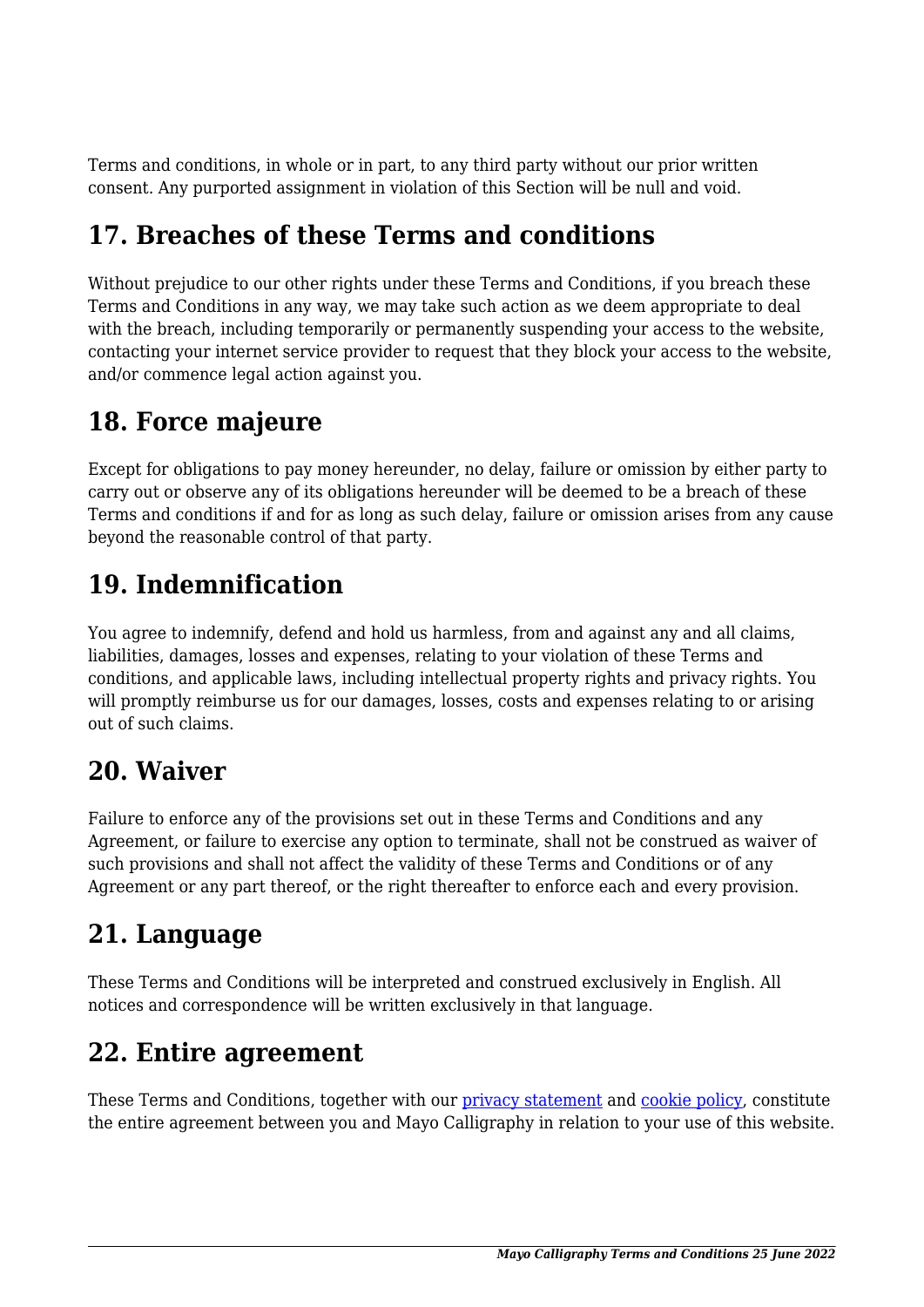Terms and conditions, in whole or in part, to any third party without our prior written consent. Any purported assignment in violation of this Section will be null and void.

## 17. Breaches of these Terms and conditions

Without prejudice to our other rights under these Terms and Conditions, if you breach these Terms and Conditions in any way, we may take such action as we deem appropriate to deal with the breach, including temporarily or permanently suspending your access to the website, contacting your internet service provider to request that they block your access to the website, and/or commence legal action against you.

## 18. Force majeure

Except for obligations to pay money hereunder, no delay, failure or omission by either party to carry out or observe any of its obligations hereunder will be deemed to be a breach of these Terms and conditions if and for as long as such delay, failure or omission arises from any cause beyond the reasonable control of that party.

## 19. Indemnification

You agree to indemnify, defend and hold us harmless, from and against any and all claims, liabilities, damages, losses and expenses, relating to your violation of these Terms and conditions, and applicable laws, including intellectual property rights and privacy rights. You will promptly reimburse us for our damages, losses, costs and expenses relating to or arising out of such claims.

## 20. Waiver

Failure to enforce any of the provisions set out in these Terms and Conditions and any Agreement, or failure to exercise any option to terminate, shall not be construed as waiver of such provisions and shall not affect the validity of these Terms and Conditions or of any Agreement or any part thereof, or the right thereafter to enforce each and every provision.

## 21. Language

These Terms and Conditions will be interpreted and construed exclusively in English. All notices and correspondence will be written exclusively in that language.

## 22. Entire agreement

These Terms and Conditions, together with our privacy statement and cookie policy, constitute the entire agreement between you and Mayo Calligraphy in relation to your use of this website.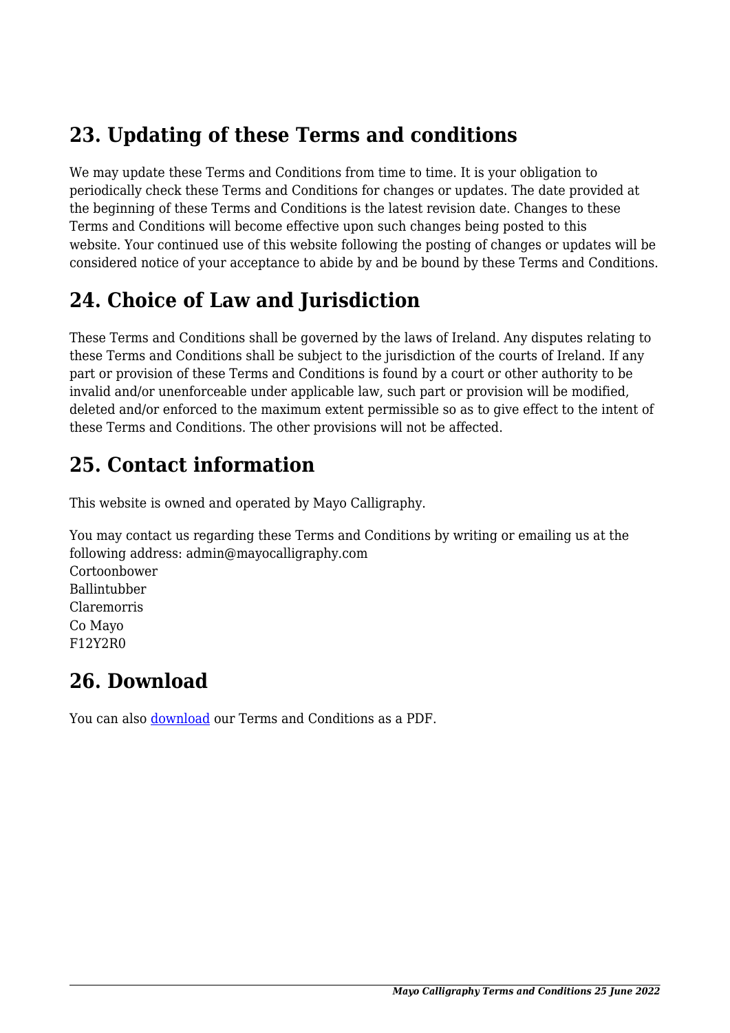## 23. Updating of these Terms and conditions

We may update these Terms and Conditions from time to time. It is your obligation to periodically check these Terms and Conditions for changes or updates. The date provided at the beginning of these Terms and Conditions is the latest revision date. Changes to these Terms and Conditions will become effective upon such changes being posted to this website. Your continued use of this website following the posting of changes or updates will be considered notice of your acceptance to abide by and be bound by these Terms and Conditions.

## 24. Choice of Law and Jurisdiction

These Terms and Conditions shall be governed by the laws of Ireland. Any disputes relating to these Terms and Conditions shall be subject to the jurisdiction of the courts of Ireland. If any part or provision of these Terms and Conditions is found by a court or other authority to be invalid and/or unenforceable under applicable law, such part or provision will be modified, deleted and/or enforced to the maximum extent permissible so as to give effect to the intent of these Terms and Conditions. The other provisions will not be affected.

## 25. Contact information

This website is owned and operated by Mayo Calligraphy.

You may contact us regarding these Terms and Conditions by writing or emailing us at the following address: admin@mayocalligraphy.com
Cortoonbower
Ballintubber
Claremorris
Co Mayo
F12Y2R0

## 26. Download

You can also download our Terms and Conditions as a PDF.